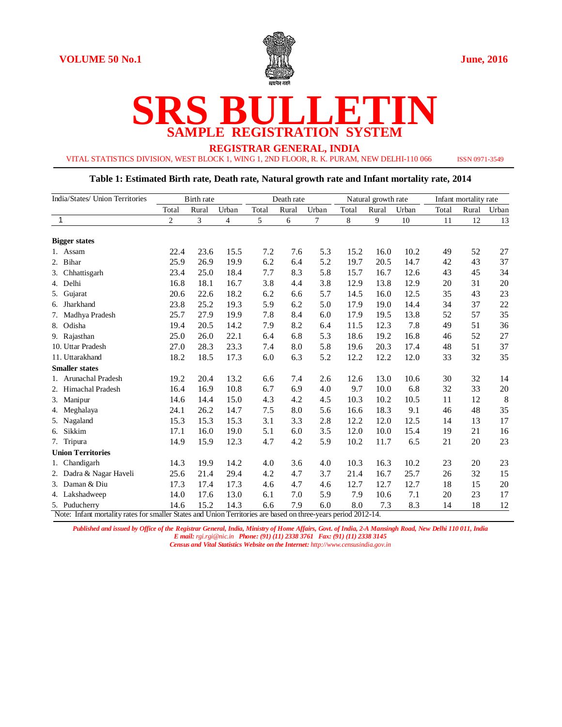VOLUME 50 No.1

June, 2016

# SRS BULLETIN

## SAMPLE REGISTRATION SYSTEM

### REGISTRAR GENERAL, INDIA

VITAL STATISTICS DIVISION, WEST BLOCK 1, WING 1, 2ND FLOOR, R. K. PURAM, NEW DELHI-110 066

ISSN 0971-3549

**Table 1: Estimated Birth rate, Death rate, Natural growth rate and Infant mortality rate, 2014**

| India/States/ Union Territories | Birth rate | | | Death rate | | | Natural growth rate | | | Infant mortality rate | | |
|---|---|---|---|---|---|---|---|---|---|---|---|---|
| | Total | Rural | Urban | Total | Rural | Urban | Total | Rural | Urban | Total | Rural | Urban |
| 1 | 2 | 3 | 4 | 5 | 6 | 7 | 8 | 9 | 10 | 11 | 12 | 13 |
| **Bigger states** | | | | | | | | | | | | |
| 1. Assam | 22.4 | 23.6 | 15.5 | 7.2 | 7.6 | 5.3 | 15.2 | 16.0 | 10.2 | 49 | 52 | 27 |
| 2. Bihar | 25.9 | 26.9 | 19.9 | 6.2 | 6.4 | 5.2 | 19.7 | 20.5 | 14.7 | 42 | 43 | 37 |
| 3. Chhattisgarh | 23.4 | 25.0 | 18.4 | 7.7 | 8.3 | 5.8 | 15.7 | 16.7 | 12.6 | 43 | 45 | 34 |
| 4. Delhi | 16.8 | 18.1 | 16.7 | 3.8 | 4.4 | 3.8 | 12.9 | 13.8 | 12.9 | 20 | 31 | 20 |
| 5. Gujarat | 20.6 | 22.6 | 18.2 | 6.2 | 6.6 | 5.7 | 14.5 | 16.0 | 12.5 | 35 | 43 | 23 |
| 6. Jharkhand | 23.8 | 25.2 | 19.3 | 5.9 | 6.2 | 5.0 | 17.9 | 19.0 | 14.4 | 34 | 37 | 22 |
| 7. Madhya Pradesh | 25.7 | 27.9 | 19.9 | 7.8 | 8.4 | 6.0 | 17.9 | 19.5 | 13.8 | 52 | 57 | 35 |
| 8. Odisha | 19.4 | 20.5 | 14.2 | 7.9 | 8.2 | 6.4 | 11.5 | 12.3 | 7.8 | 49 | 51 | 36 |
| 9. Rajasthan | 25.0 | 26.0 | 22.1 | 6.4 | 6.8 | 5.3 | 18.6 | 19.2 | 16.8 | 46 | 52 | 27 |
| 10. Uttar Pradesh | 27.0 | 28.3 | 23.3 | 7.4 | 8.0 | 5.8 | 19.6 | 20.3 | 17.4 | 48 | 51 | 37 |
| 11. Uttarakhand | 18.2 | 18.5 | 17.3 | 6.0 | 6.3 | 5.2 | 12.2 | 12.2 | 12.0 | 33 | 32 | 35 |
| **Smaller states** | | | | | | | | | | | | |
| 1. Arunachal Pradesh | 19.2 | 20.4 | 13.2 | 6.6 | 7.4 | 2.6 | 12.6 | 13.0 | 10.6 | 30 | 32 | 14 |
| 2. Himachal Pradesh | 16.4 | 16.9 | 10.8 | 6.7 | 6.9 | 4.0 | 9.7 | 10.0 | 6.8 | 32 | 33 | 20 |
| 3. Manipur | 14.6 | 14.4 | 15.0 | 4.3 | 4.2 | 4.5 | 10.3 | 10.2 | 10.5 | 11 | 12 | 8 |
| 4. Meghalaya | 24.1 | 26.2 | 14.7 | 7.5 | 8.0 | 5.6 | 16.6 | 18.3 | 9.1 | 46 | 48 | 35 |
| 5. Nagaland | 15.3 | 15.3 | 15.3 | 3.1 | 3.3 | 2.8 | 12.2 | 12.0 | 12.5 | 14 | 13 | 17 |
| 6. Sikkim | 17.1 | 16.0 | 19.0 | 5.1 | 6.0 | 3.5 | 12.0 | 10.0 | 15.4 | 19 | 21 | 16 |
| 7. Tripura | 14.9 | 15.9 | 12.3 | 4.7 | 4.2 | 5.9 | 10.2 | 11.7 | 6.5 | 21 | 20 | 23 |
| **Union Territories** | | | | | | | | | | | | |
| 1. Chandigarh | 14.3 | 19.9 | 14.2 | 4.0 | 3.6 | 4.0 | 10.3 | 16.3 | 10.2 | 23 | 20 | 23 |
| 2. Dadra & Nagar Haveli | 25.6 | 21.4 | 29.4 | 4.2 | 4.7 | 3.7 | 21.4 | 16.7 | 25.7 | 26 | 32 | 15 |
| 3. Daman & Diu | 17.3 | 17.4 | 17.3 | 4.6 | 4.7 | 4.6 | 12.7 | 12.7 | 12.7 | 18 | 15 | 20 |
| 4. Lakshadweep | 14.0 | 17.6 | 13.0 | 6.1 | 7.0 | 5.9 | 7.9 | 10.6 | 7.1 | 20 | 23 | 17 |
| 5. Puducherry | 14.6 | 15.2 | 14.3 | 6.6 | 7.9 | 6.0 | 8.0 | 7.3 | 8.3 | 14 | 18 | 12 |

Note: Infant mortality rates for smaller States and Union Territories are based on three-years period 2012-14.

*Published and issued by Office of the Registrar General, India, Ministry of Home Affairs, Govt. of India, 2-A Mansingh Road, New Delhi 110 011, India*
*E mail: rgi.rgi@nic.in Phone: (91) (11) 2338 3761 Fax: (91) (11) 2338 3145*
*Census and Vital Statistics Website on the Internet: http://www.censusindia.gov.in*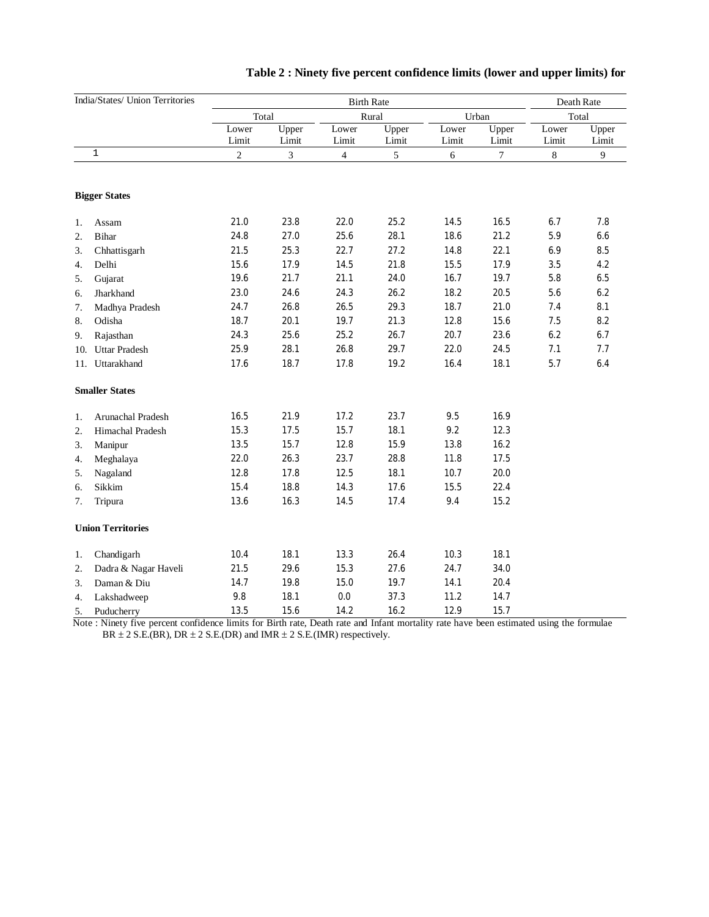### Table 2 : Ninety five percent confidence limits (lower and upper limits) for

| India/States/ Union Territories | | Birth Rate | | | | | | Death Rate | |
|---|---|---|---|---|---|---|---|---|---|
| | | Total | | Rural | | Urban | | Total | |
| | | Lower Limit | Upper Limit | Lower Limit | Upper Limit | Lower Limit | Upper Limit | Lower Limit | Upper Limit |
| 1 | | 2 | 3 | 4 | 5 | 6 | 7 | 8 | 9 |
| **Bigger States** | | | | | | | | | |
| 1. | Assam | 21.0 | 23.8 | 22.0 | 25.2 | 14.5 | 16.5 | 6.7 | 7.8 |
| 2. | Bihar | 24.8 | 27.0 | 25.6 | 28.1 | 18.6 | 21.2 | 5.9 | 6.6 |
| 3. | Chhattisgarh | 21.5 | 25.3 | 22.7 | 27.2 | 14.8 | 22.1 | 6.9 | 8.5 |
| 4. | Delhi | 15.6 | 17.9 | 14.5 | 21.8 | 15.5 | 17.9 | 3.5 | 4.2 |
| 5. | Gujarat | 19.6 | 21.7 | 21.1 | 24.0 | 16.7 | 19.7 | 5.8 | 6.5 |
| 6. | Jharkhand | 23.0 | 24.6 | 24.3 | 26.2 | 18.2 | 20.5 | 5.6 | 6.2 |
| 7. | Madhya Pradesh | 24.7 | 26.8 | 26.5 | 29.3 | 18.7 | 21.0 | 7.4 | 8.1 |
| 8. | Odisha | 18.7 | 20.1 | 19.7 | 21.3 | 12.8 | 15.6 | 7.5 | 8.2 |
| 9. | Rajasthan | 24.3 | 25.6 | 25.2 | 26.7 | 20.7 | 23.6 | 6.2 | 6.7 |
| 10. | Uttar Pradesh | 25.9 | 28.1 | 26.8 | 29.7 | 22.0 | 24.5 | 7.1 | 7.7 |
| 11. | Uttarakhand | 17.6 | 18.7 | 17.8 | 19.2 | 16.4 | 18.1 | 5.7 | 6.4 |
| **Smaller States** | | | | | | | | | |
| 1. | Arunachal Pradesh | 16.5 | 21.9 | 17.2 | 23.7 | 9.5 | 16.9 | | |
| 2. | Himachal Pradesh | 15.3 | 17.5 | 15.7 | 18.1 | 9.2 | 12.3 | | |
| 3. | Manipur | 13.5 | 15.7 | 12.8 | 15.9 | 13.8 | 16.2 | | |
| 4. | Meghalaya | 22.0 | 26.3 | 23.7 | 28.8 | 11.8 | 17.5 | | |
| 5. | Nagaland | 12.8 | 17.8 | 12.5 | 18.1 | 10.7 | 20.0 | | |
| 6. | Sikkim | 15.4 | 18.8 | 14.3 | 17.6 | 15.5 | 22.4 | | |
| 7. | Tripura | 13.6 | 16.3 | 14.5 | 17.4 | 9.4 | 15.2 | | |
| **Union Territories** | | | | | | | | | |
| 1. | Chandigarh | 10.4 | 18.1 | 13.3 | 26.4 | 10.3 | 18.1 | | |
| 2. | Dadra & Nagar Haveli | 21.5 | 29.6 | 15.3 | 27.6 | 24.7 | 34.0 | | |
| 3. | Daman & Diu | 14.7 | 19.8 | 15.0 | 19.7 | 14.1 | 20.4 | | |
| 4. | Lakshadweep | 9.8 | 18.1 | 0.0 | 37.3 | 11.2 | 14.7 | | |
| 5. | Puducherry | 13.5 | 15.6 | 14.2 | 16.2 | 12.9 | 15.7 | | |

Note : Ninety five percent confidence limits for Birth rate, Death rate and Infant mortality rate have been estimated using the formulae BR ± 2 S.E.(BR), DR ± 2 S.E.(DR) and IMR ± 2 S.E.(IMR) respectively.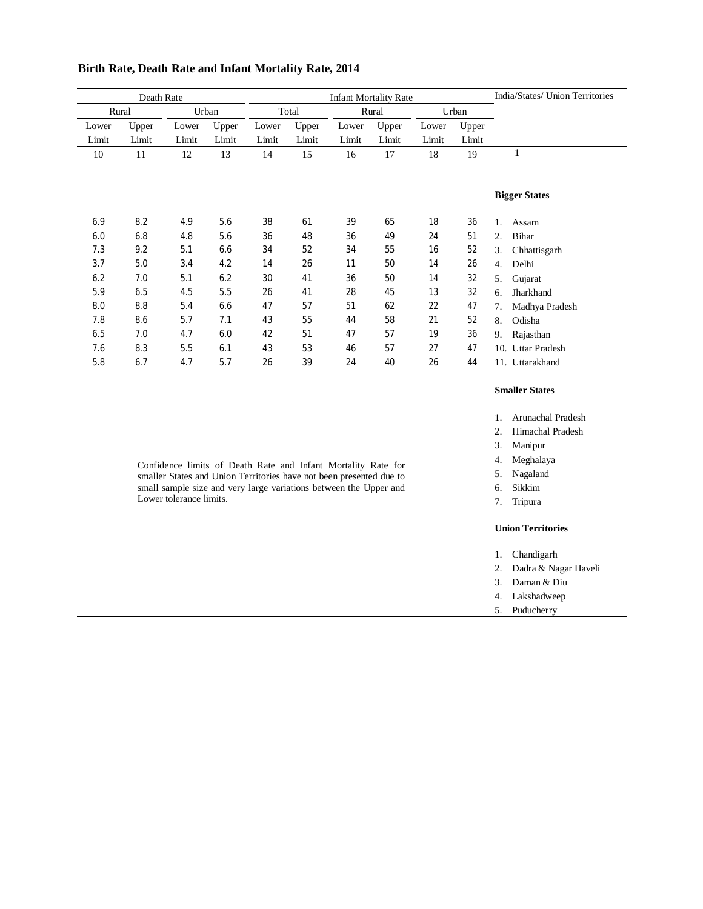## Birth Rate, Death Rate and Infant Mortality Rate, 2014

| Death Rate | | | | Infant Mortality Rate | | | | | | India/States/ Union Territories |
|---|---|---|---|---|---|---|---|---|---|---|
| Rural | | Urban | | Total | | Rural | | Urban | | |
| Lower Limit | Upper Limit | Lower Limit | Upper Limit | Lower Limit | Upper Limit | Lower Limit | Upper Limit | Lower Limit | Upper Limit | |
| 10 | 11 | 12 | 13 | 14 | 15 | 16 | 17 | 18 | 19 | 1 |
| | | | | | | | | | | **Bigger States** |
| 6.9 | 8.2 | 4.9 | 5.6 | 38 | 61 | 39 | 65 | 18 | 36 | 1. Assam |
| 6.0 | 6.8 | 4.8 | 5.6 | 36 | 48 | 36 | 49 | 24 | 51 | 2. Bihar |
| 7.3 | 9.2 | 5.1 | 6.6 | 34 | 52 | 34 | 55 | 16 | 52 | 3. Chhattisgarh |
| 3.7 | 5.0 | 3.4 | 4.2 | 14 | 26 | 11 | 50 | 14 | 26 | 4. Delhi |
| 6.2 | 7.0 | 5.1 | 6.2 | 30 | 41 | 36 | 50 | 14 | 32 | 5. Gujarat |
| 5.9 | 6.5 | 4.5 | 5.5 | 26 | 41 | 28 | 45 | 13 | 32 | 6. Jharkhand |
| 8.0 | 8.8 | 5.4 | 6.6 | 47 | 57 | 51 | 62 | 22 | 47 | 7. Madhya Pradesh |
| 7.8 | 8.6 | 5.7 | 7.1 | 43 | 55 | 44 | 58 | 21 | 52 | 8. Odisha |
| 6.5 | 7.0 | 4.7 | 6.0 | 42 | 51 | 47 | 57 | 19 | 36 | 9. Rajasthan |
| 7.6 | 8.3 | 5.5 | 6.1 | 43 | 53 | 46 | 57 | 27 | 47 | 10. Uttar Pradesh |
| 5.8 | 6.7 | 4.7 | 5.7 | 26 | 39 | 24 | 40 | 26 | 44 | 11. Uttarakhand |
| | | | | | | | | | | **Smaller States** |
| | | | | | | | | | | 1. Arunachal Pradesh |
| | | | | | | | | | | 2. Himachal Pradesh |
| | | | | | | | | | | 3. Manipur |
| | | | | | | | | | | 4. Meghalaya |
| | | | | | | | | | | 5. Nagaland |
| | | | | | | | | | | 6. Sikkim |
| | | | | | | | | | | 7. Tripura |
| | | | | | | | | | | **Union Territories** |
| | | | | | | | | | | 1. Chandigarh |
| | | | | | | | | | | 2. Dadra & Nagar Haveli |
| | | | | | | | | | | 3. Daman & Diu |
| | | | | | | | | | | 4. Lakshadweep |
| | | | | | | | | | | 5. Puducherry |

Confidence limits of Death Rate and Infant Mortality Rate for smaller States and Union Territories have not been presented due to small sample size and very large variations between the Upper and Lower tolerance limits.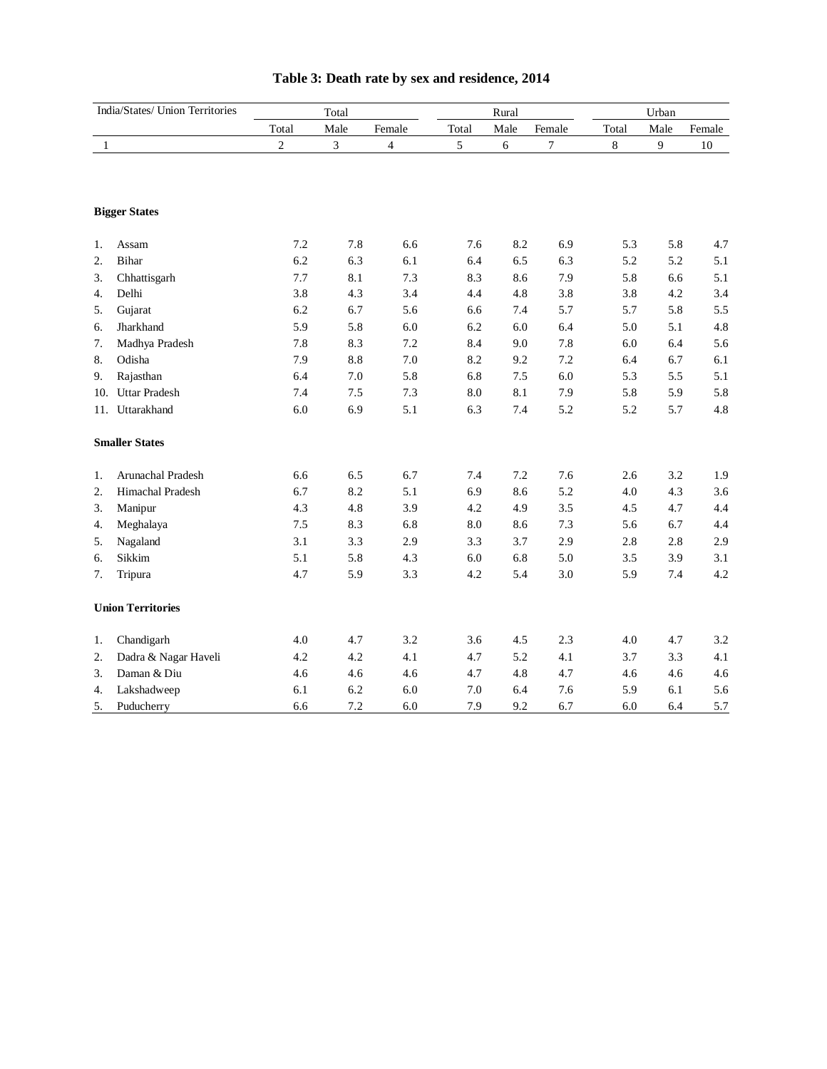# Table 3: Death rate by sex and residence, 2014

| India/States/ Union Territories | Total | | | Rural | | | Urban | | |
|---|---|---|---|---|---|---|---|---|---|
| | Total | Male | Female | Total | Male | Female | Total | Male | Female |
| 1 | 2 | 3 | 4 | 5 | 6 | 7 | 8 | 9 | 10 |
| **Bigger States** | | | | | | | | | |
| 1. Assam | 7.2 | 7.8 | 6.6 | 7.6 | 8.2 | 6.9 | 5.3 | 5.8 | 4.7 |
| 2. Bihar | 6.2 | 6.3 | 6.1 | 6.4 | 6.5 | 6.3 | 5.2 | 5.2 | 5.1 |
| 3. Chhattisgarh | 7.7 | 8.1 | 7.3 | 8.3 | 8.6 | 7.9 | 5.8 | 6.6 | 5.1 |
| 4. Delhi | 3.8 | 4.3 | 3.4 | 4.4 | 4.8 | 3.8 | 3.8 | 4.2 | 3.4 |
| 5. Gujarat | 6.2 | 6.7 | 5.6 | 6.6 | 7.4 | 5.7 | 5.7 | 5.8 | 5.5 |
| 6. Jharkhand | 5.9 | 5.8 | 6.0 | 6.2 | 6.0 | 6.4 | 5.0 | 5.1 | 4.8 |
| 7. Madhya Pradesh | 7.8 | 8.3 | 7.2 | 8.4 | 9.0 | 7.8 | 6.0 | 6.4 | 5.6 |
| 8. Odisha | 7.9 | 8.8 | 7.0 | 8.2 | 9.2 | 7.2 | 6.4 | 6.7 | 6.1 |
| 9. Rajasthan | 6.4 | 7.0 | 5.8 | 6.8 | 7.5 | 6.0 | 5.3 | 5.5 | 5.1 |
| 10. Uttar Pradesh | 7.4 | 7.5 | 7.3 | 8.0 | 8.1 | 7.9 | 5.8 | 5.9 | 5.8 |
| 11. Uttarakhand | 6.0 | 6.9 | 5.1 | 6.3 | 7.4 | 5.2 | 5.2 | 5.7 | 4.8 |
| **Smaller States** | | | | | | | | | |
| 1. Arunachal Pradesh | 6.6 | 6.5 | 6.7 | 7.4 | 7.2 | 7.6 | 2.6 | 3.2 | 1.9 |
| 2. Himachal Pradesh | 6.7 | 8.2 | 5.1 | 6.9 | 8.6 | 5.2 | 4.0 | 4.3 | 3.6 |
| 3. Manipur | 4.3 | 4.8 | 3.9 | 4.2 | 4.9 | 3.5 | 4.5 | 4.7 | 4.4 |
| 4. Meghalaya | 7.5 | 8.3 | 6.8 | 8.0 | 8.6 | 7.3 | 5.6 | 6.7 | 4.4 |
| 5. Nagaland | 3.1 | 3.3 | 2.9 | 3.3 | 3.7 | 2.9 | 2.8 | 2.8 | 2.9 |
| 6. Sikkim | 5.1 | 5.8 | 4.3 | 6.0 | 6.8 | 5.0 | 3.5 | 3.9 | 3.1 |
| 7. Tripura | 4.7 | 5.9 | 3.3 | 4.2 | 5.4 | 3.0 | 5.9 | 7.4 | 4.2 |
| **Union Territories** | | | | | | | | | |
| 1. Chandigarh | 4.0 | 4.7 | 3.2 | 3.6 | 4.5 | 2.3 | 4.0 | 4.7 | 3.2 |
| 2. Dadra & Nagar Haveli | 4.2 | 4.2 | 4.1 | 4.7 | 5.2 | 4.1 | 3.7 | 3.3 | 4.1 |
| 3. Daman & Diu | 4.6 | 4.6 | 4.6 | 4.7 | 4.8 | 4.7 | 4.6 | 4.6 | 4.6 |
| 4. Lakshadweep | 6.1 | 6.2 | 6.0 | 7.0 | 6.4 | 7.6 | 5.9 | 6.1 | 5.6 |
| 5. Puducherry | 6.6 | 7.2 | 6.0 | 7.9 | 9.2 | 6.7 | 6.0 | 6.4 | 5.7 |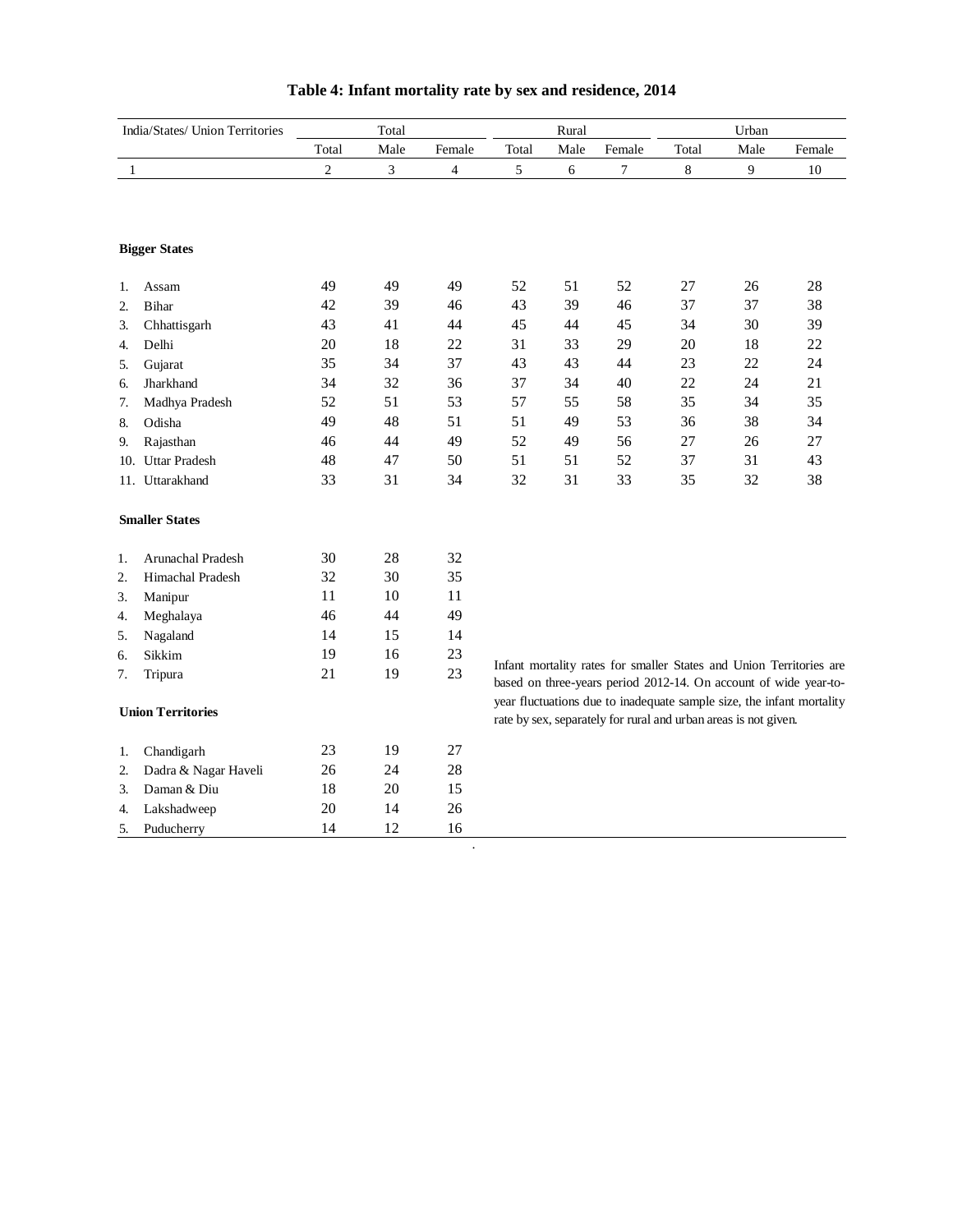**Table 4: Infant mortality rate by sex and residence, 2014**

| India/States/ Union Territories | Total | | | Rural | | | Urban | | |
|---|---|---|---|---|---|---|---|---|---|
| | Total | Male | Female | Total | Male | Female | Total | Male | Female |
| 1 | 2 | 3 | 4 | 5 | 6 | 7 | 8 | 9 | 10 |
| **Bigger States** | | | | | | | | | |
| 1. Assam | 49 | 49 | 49 | 52 | 51 | 52 | 27 | 26 | 28 |
| 2. Bihar | 42 | 39 | 46 | 43 | 39 | 46 | 37 | 37 | 38 |
| 3. Chhattisgarh | 43 | 41 | 44 | 45 | 44 | 45 | 34 | 30 | 39 |
| 4. Delhi | 20 | 18 | 22 | 31 | 33 | 29 | 20 | 18 | 22 |
| 5. Gujarat | 35 | 34 | 37 | 43 | 43 | 44 | 23 | 22 | 24 |
| 6. Jharkhand | 34 | 32 | 36 | 37 | 34 | 40 | 22 | 24 | 21 |
| 7. Madhya Pradesh | 52 | 51 | 53 | 57 | 55 | 58 | 35 | 34 | 35 |
| 8. Odisha | 49 | 48 | 51 | 51 | 49 | 53 | 36 | 38 | 34 |
| 9. Rajasthan | 46 | 44 | 49 | 52 | 49 | 56 | 27 | 26 | 27 |
| 10. Uttar Pradesh | 48 | 47 | 50 | 51 | 51 | 52 | 37 | 31 | 43 |
| 11. Uttarakhand | 33 | 31 | 34 | 32 | 31 | 33 | 35 | 32 | 38 |
| **Smaller States** | | | | | | | | | |
| 1. Arunachal Pradesh | 30 | 28 | 32 | | | | | | |
| 2. Himachal Pradesh | 32 | 30 | 35 | | | | | | |
| 3. Manipur | 11 | 10 | 11 | | | | | | |
| 4. Meghalaya | 46 | 44 | 49 | | | | | | |
| 5. Nagaland | 14 | 15 | 14 | | | | | | |
| 6. Sikkim | 19 | 16 | 23 | | | | | | |
| 7. Tripura | 21 | 19 | 23 | | | | | | |
| **Union Territories** | | | | | | | | | |
| 1. Chandigarh | 23 | 19 | 27 | | | | | | |
| 2. Dadra & Nagar Haveli | 26 | 24 | 28 | | | | | | |
| 3. Daman & Diu | 18 | 20 | 15 | | | | | | |
| 4. Lakshadweep | 20 | 14 | 26 | | | | | | |
| 5. Puducherry | 14 | 12 | 16 | | | | | | |

Infant mortality rates for smaller States and Union Territories are based on three-years period 2012-14. On account of wide year-to-year fluctuations due to inadequate sample size, the infant mortality rate by sex, separately for rural and urban areas is not given.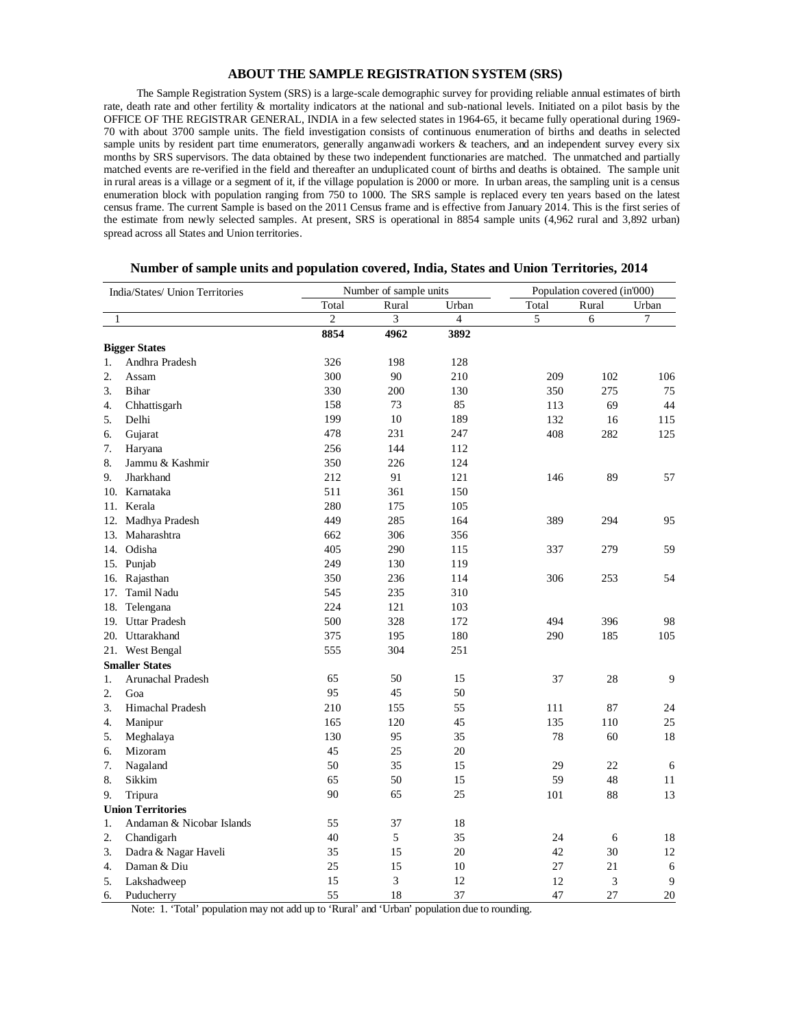## ABOUT THE SAMPLE REGISTRATION SYSTEM (SRS)

The Sample Registration System (SRS) is a large-scale demographic survey for providing reliable annual estimates of birth rate, death rate and other fertility & mortality indicators at the national and sub-national levels. Initiated on a pilot basis by the OFFICE OF THE REGISTRAR GENERAL, INDIA in a few selected states in 1964-65, it became fully operational during 1969-70 with about 3700 sample units. The field investigation consists of continuous enumeration of births and deaths in selected sample units by resident part time enumerators, generally anganwadi workers & teachers, and an independent survey every six months by SRS supervisors. The data obtained by these two independent functionaries are matched. The unmatched and partially matched events are re-verified in the field and thereafter an unduplicated count of births and deaths is obtained. The sample unit in rural areas is a village or a segment of it, if the village population is 2000 or more. In urban areas, the sampling unit is a census enumeration block with population ranging from 750 to 1000. The SRS sample is replaced every ten years based on the latest census frame. The current Sample is based on the 2011 Census frame and is effective from January 2014. This is the first series of the estimate from newly selected samples. At present, SRS is operational in 8854 sample units (4,962 rural and 3,892 urban) spread across all States and Union territories.

### Number of sample units and population covered, India, States and Union Territories, 2014

| India/States/ Union Territories | Number of sample units | | | Population covered (in'000) | | |
|---|---|---|---|---|---|---|
| | Total | Rural | Urban | Total | Rural | Urban |
| 1 | 2 | 3 | 4 | 5 | 6 | 7 |
| | **8854** | **4962** | **3892** | | | |
| **Bigger States** | | | | | | |
| 1. Andhra Pradesh | 326 | 198 | 128 | | | |
| 2. Assam | 300 | 90 | 210 | 209 | 102 | 106 |
| 3. Bihar | 330 | 200 | 130 | 350 | 275 | 75 |
| 4. Chhattisgarh | 158 | 73 | 85 | 113 | 69 | 44 |
| 5. Delhi | 199 | 10 | 189 | 132 | 16 | 115 |
| 6. Gujarat | 478 | 231 | 247 | 408 | 282 | 125 |
| 7. Haryana | 256 | 144 | 112 | | | |
| 8. Jammu & Kashmir | 350 | 226 | 124 | | | |
| 9. Jharkhand | 212 | 91 | 121 | 146 | 89 | 57 |
| 10. Karnataka | 511 | 361 | 150 | | | |
| 11. Kerala | 280 | 175 | 105 | | | |
| 12. Madhya Pradesh | 449 | 285 | 164 | 389 | 294 | 95 |
| 13. Maharashtra | 662 | 306 | 356 | | | |
| 14. Odisha | 405 | 290 | 115 | 337 | 279 | 59 |
| 15. Punjab | 249 | 130 | 119 | | | |
| 16. Rajasthan | 350 | 236 | 114 | 306 | 253 | 54 |
| 17. Tamil Nadu | 545 | 235 | 310 | | | |
| 18. Telengana | 224 | 121 | 103 | | | |
| 19. Uttar Pradesh | 500 | 328 | 172 | 494 | 396 | 98 |
| 20. Uttarakhand | 375 | 195 | 180 | 290 | 185 | 105 |
| 21. West Bengal | 555 | 304 | 251 | | | |
| **Smaller States** | | | | | | |
| 1. Arunachal Pradesh | 65 | 50 | 15 | 37 | 28 | 9 |
| 2. Goa | 95 | 45 | 50 | | | |
| 3. Himachal Pradesh | 210 | 155 | 55 | 111 | 87 | 24 |
| 4. Manipur | 165 | 120 | 45 | 135 | 110 | 25 |
| 5. Meghalaya | 130 | 95 | 35 | 78 | 60 | 18 |
| 6. Mizoram | 45 | 25 | 20 | | | |
| 7. Nagaland | 50 | 35 | 15 | 29 | 22 | 6 |
| 8. Sikkim | 65 | 50 | 15 | 59 | 48 | 11 |
| 9. Tripura | 90 | 65 | 25 | 101 | 88 | 13 |
| **Union Territories** | | | | | | |
| 1. Andaman & Nicobar Islands | 55 | 37 | 18 | | | |
| 2. Chandigarh | 40 | 5 | 35 | 24 | 6 | 18 |
| 3. Dadra & Nagar Haveli | 35 | 15 | 20 | 42 | 30 | 12 |
| 4. Daman & Diu | 25 | 15 | 10 | 27 | 21 | 6 |
| 5. Lakshadweep | 15 | 3 | 12 | 12 | 3 | 9 |
| 6. Puducherry | 55 | 18 | 37 | 47 | 27 | 20 |

Note: 1. 'Total' population may not add up to 'Rural' and 'Urban' population due to rounding.